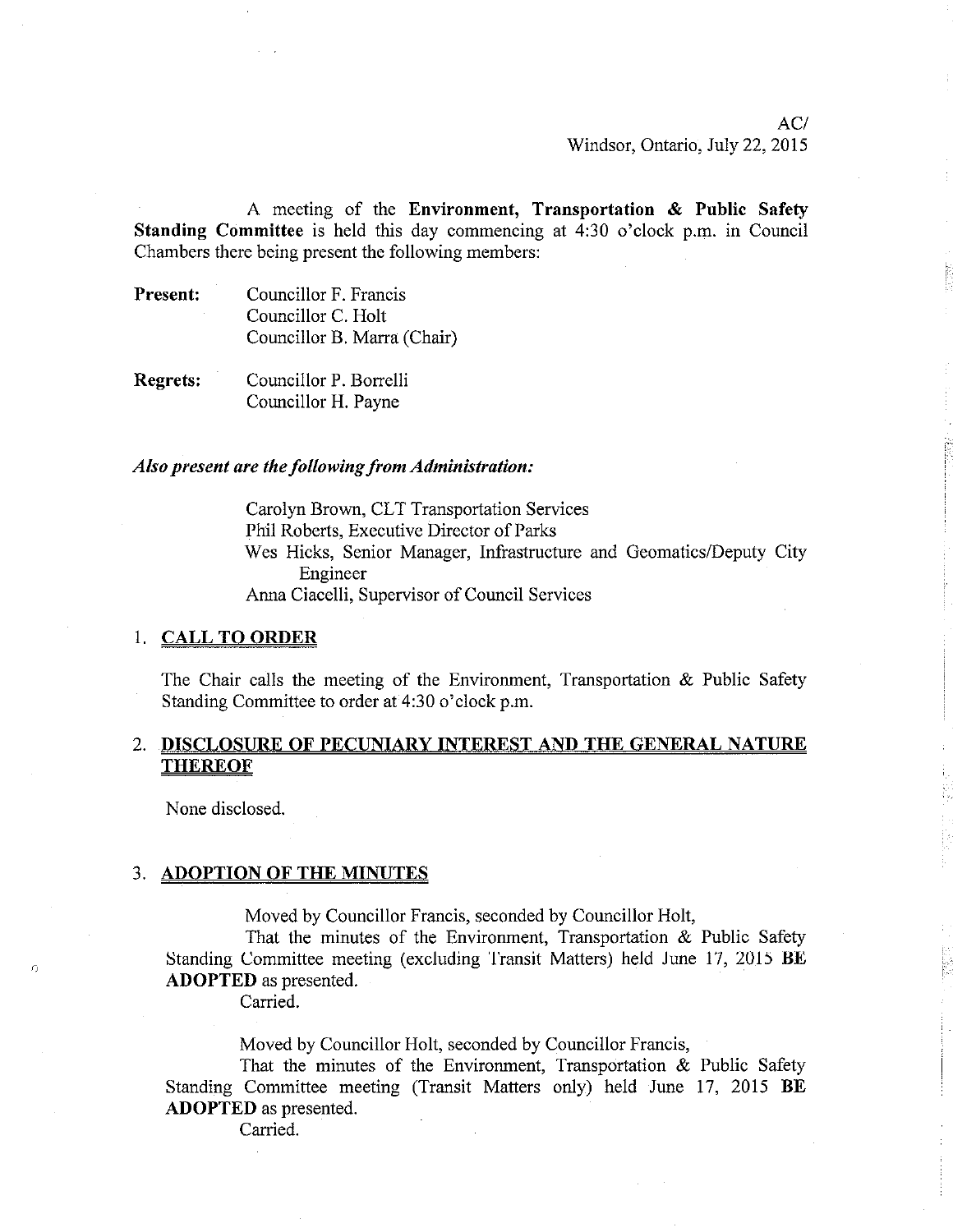AC/
Windsor, Ontario, July 22, 2015

A meeting of the **Environment, Transportation & Public Safety Standing Committee** is held this day commencing at 4:30 o'clock p.m. in Council Chambers there being present the following members:

**Present:** Councillor F. Francis
Councillor C. Holt
Councillor B. Marra (Chair)

**Regrets:** Councillor P. Borrelli
Councillor H. Payne

***Also present are the following from Administration:***

Carolyn Brown, CLT Transportation Services
Phil Roberts, Executive Director of Parks
Wes Hicks, Senior Manager, Infrastructure and Geomatics/Deputy City Engineer
Anna Ciacelli, Supervisor of Council Services

## 1. CALL TO ORDER

The Chair calls the meeting of the Environment, Transportation & Public Safety Standing Committee to order at 4:30 o'clock p.m.

## 2. DISCLOSURE OF PECUNIARY INTEREST AND THE GENERAL NATURE THEREOF

None disclosed.

## 3. ADOPTION OF THE MINUTES

Moved by Councillor Francis, seconded by Councillor Holt,

That the minutes of the Environment, Transportation & Public Safety Standing Committee meeting (excluding Transit Matters) held June 17, 2015 **BE ADOPTED** as presented.

Carried.

Moved by Councillor Holt, seconded by Councillor Francis,

That the minutes of the Environment, Transportation & Public Safety Standing Committee meeting (Transit Matters only) held June 17, 2015 **BE ADOPTED** as presented.

Carried.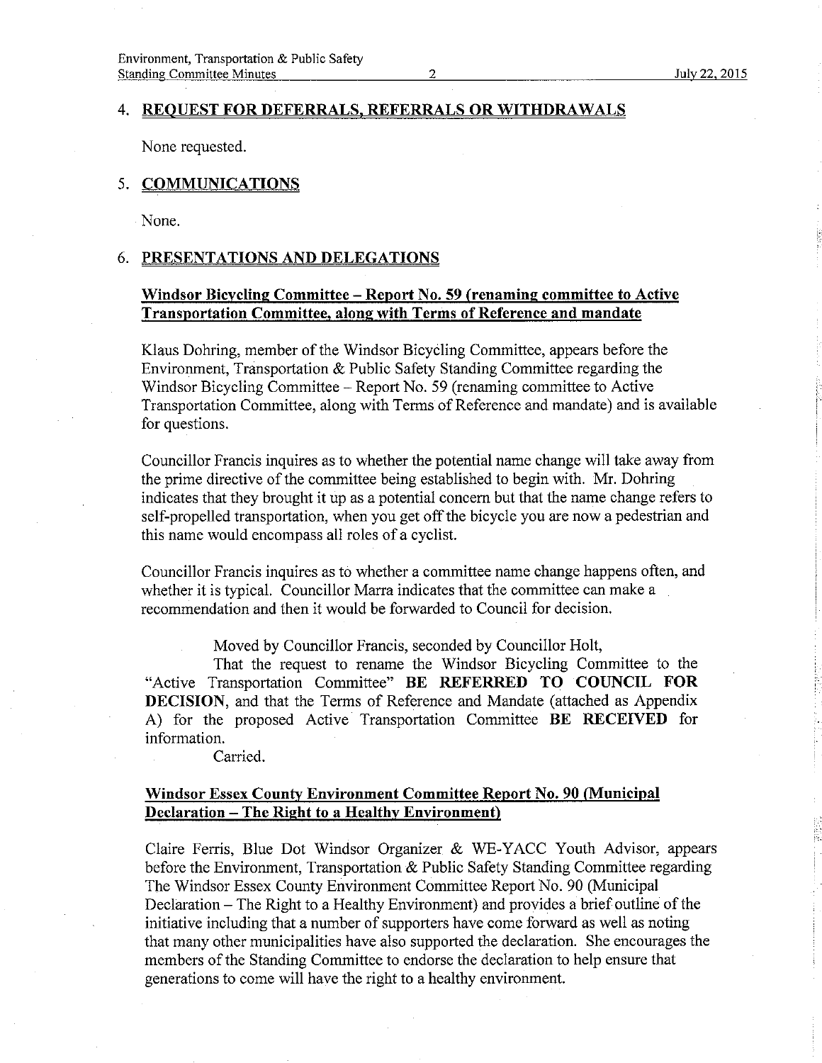## 4. REQUEST FOR DEFERRALS, REFERRALS OR WITHDRAWALS

None requested.

## 5. COMMUNICATIONS

None.

## 6. PRESENTATIONS AND DELEGATIONS

### Windsor Bicycling Committee – Report No. 59 (renaming committee to Active Transportation Committee, along with Terms of Reference and mandate

Klaus Dohring, member of the Windsor Bicycling Committee, appears before the Environment, Transportation & Public Safety Standing Committee regarding the Windsor Bicycling Committee – Report No. 59 (renaming committee to Active Transportation Committee, along with Terms of Reference and mandate) and is available for questions.

Councillor Francis inquires as to whether the potential name change will take away from the prime directive of the committee being established to begin with. Mr. Dohring indicates that they brought it up as a potential concern but that the name change refers to self-propelled transportation, when you get off the bicycle you are now a pedestrian and this name would encompass all roles of a cyclist.

Councillor Francis inquires as to whether a committee name change happens often, and whether it is typical. Councillor Marra indicates that the committee can make a recommendation and then it would be forwarded to Council for decision.

Moved by Councillor Francis, seconded by Councillor Holt,

That the request to rename the Windsor Bicycling Committee to the "Active Transportation Committee" **BE REFERRED TO COUNCIL FOR DECISION**, and that the Terms of Reference and Mandate (attached as Appendix A) for the proposed Active Transportation Committee **BE RECEIVED** for information.

Carried.

### Windsor Essex County Environment Committee Report No. 90 (Municipal Declaration – The Right to a Healthy Environment)

Claire Ferris, Blue Dot Windsor Organizer & WE-YACC Youth Advisor, appears before the Environment, Transportation & Public Safety Standing Committee regarding The Windsor Essex County Environment Committee Report No. 90 (Municipal Declaration – The Right to a Healthy Environment) and provides a brief outline of the initiative including that a number of supporters have come forward as well as noting that many other municipalities have also supported the declaration. She encourages the members of the Standing Committee to endorse the declaration to help ensure that generations to come will have the right to a healthy environment.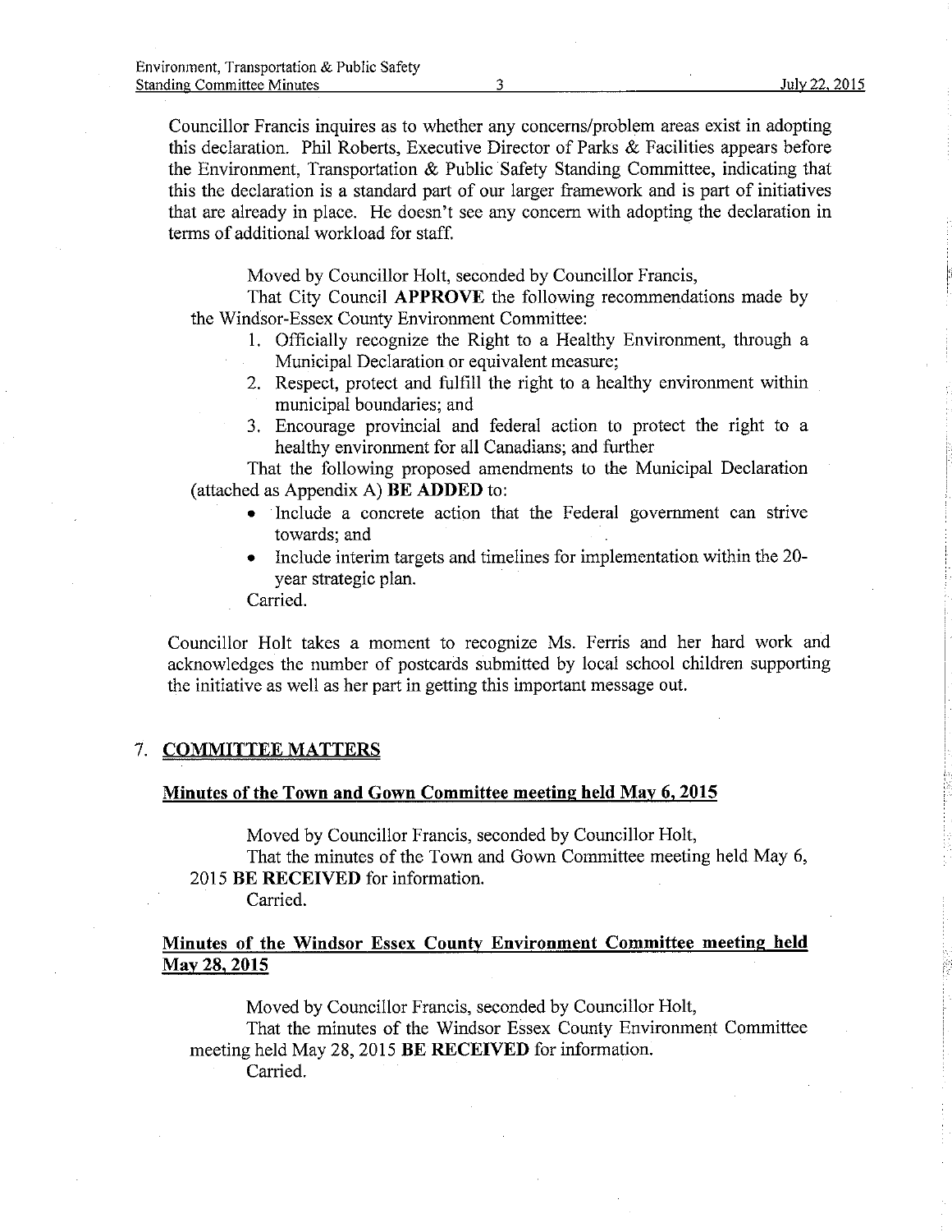Councillor Francis inquires as to whether any concerns/problem areas exist in adopting this declaration. Phil Roberts, Executive Director of Parks & Facilities appears before the Environment, Transportation & Public Safety Standing Committee, indicating that this the declaration is a standard part of our larger framework and is part of initiatives that are already in place. He doesn't see any concern with adopting the declaration in terms of additional workload for staff.

Moved by Councillor Holt, seconded by Councillor Francis,

That City Council **APPROVE** the following recommendations made by the Windsor-Essex County Environment Committee:

1. Officially recognize the Right to a Healthy Environment, through a Municipal Declaration or equivalent measure;
2. Respect, protect and fulfill the right to a healthy environment within municipal boundaries; and
3. Encourage provincial and federal action to protect the right to a healthy environment for all Canadians; and further

That the following proposed amendments to the Municipal Declaration (attached as Appendix A) **BE ADDED** to:

- Include a concrete action that the Federal government can strive towards; and
- Include interim targets and timelines for implementation within the 20-year strategic plan.

Carried.

Councillor Holt takes a moment to recognize Ms. Ferris and her hard work and acknowledges the number of postcards submitted by local school children supporting the initiative as well as her part in getting this important message out.

## 7. COMMITTEE MATTERS

### Minutes of the Town and Gown Committee meeting held May 6, 2015

Moved by Councillor Francis, seconded by Councillor Holt,

That the minutes of the Town and Gown Committee meeting held May 6, 2015 **BE RECEIVED** for information.

Carried.

### Minutes of the Windsor Essex County Environment Committee meeting held May 28, 2015

Moved by Councillor Francis, seconded by Councillor Holt,

That the minutes of the Windsor Essex County Environment Committee meeting held May 28, 2015 **BE RECEIVED** for information.

Carried.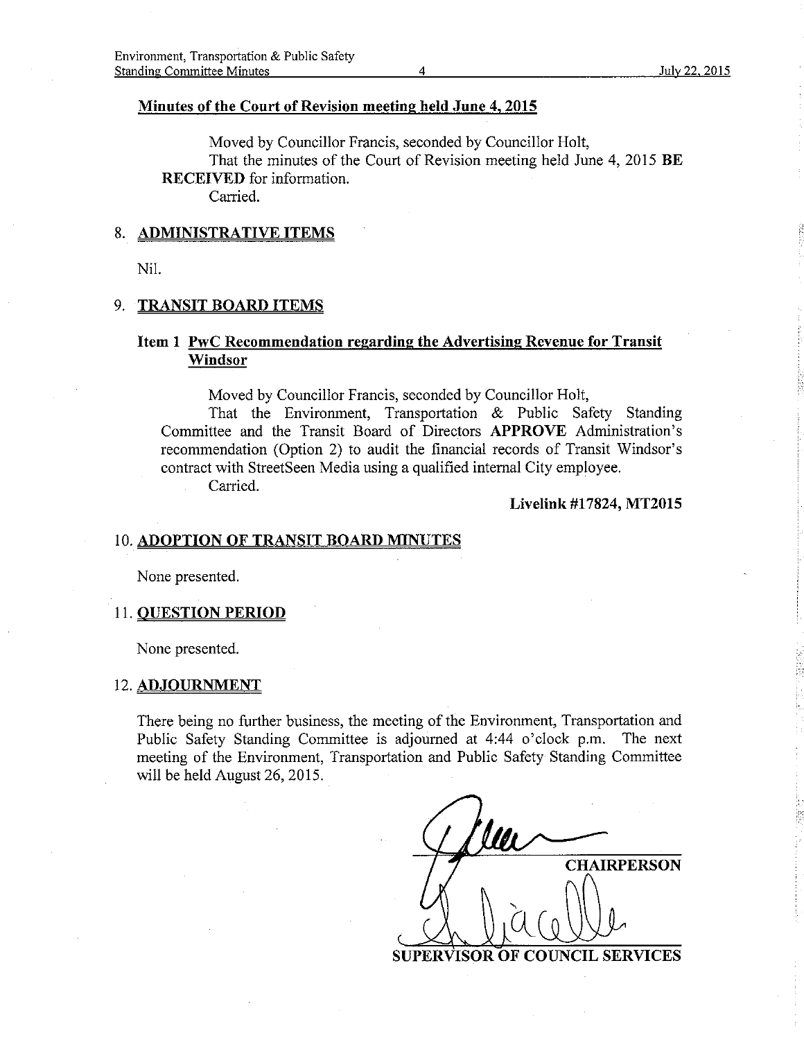**Minutes of the Court of Revision meeting held June 4, 2015**

Moved by Councillor Francis, seconded by Councillor Holt,

That the minutes of the Court of Revision meeting held June 4, 2015 **BE RECEIVED** for information.

Carried.

## 8. ADMINISTRATIVE ITEMS

Nil.

## 9. TRANSIT BOARD ITEMS

### Item 1 PwC Recommendation regarding the Advertising Revenue for Transit Windsor

Moved by Councillor Francis, seconded by Councillor Holt,

That the Environment, Transportation & Public Safety Standing Committee and the Transit Board of Directors **APPROVE** Administration's recommendation (Option 2) to audit the financial records of Transit Windsor's contract with StreetSeen Media using a qualified internal City employee.

Carried.

**Livelink #17824, MT2015**

## 10. ADOPTION OF TRANSIT BOARD MINUTES

None presented.

## 11. QUESTION PERIOD

None presented.

## 12. ADJOURNMENT

There being no further business, the meeting of the Environment, Transportation and Public Safety Standing Committee is adjourned at 4:44 o'clock p.m. The next meeting of the Environment, Transportation and Public Safety Standing Committee will be held August 26, 2015.

**CHAIRPERSON**

**SUPERVISOR OF COUNCIL SERVICES**